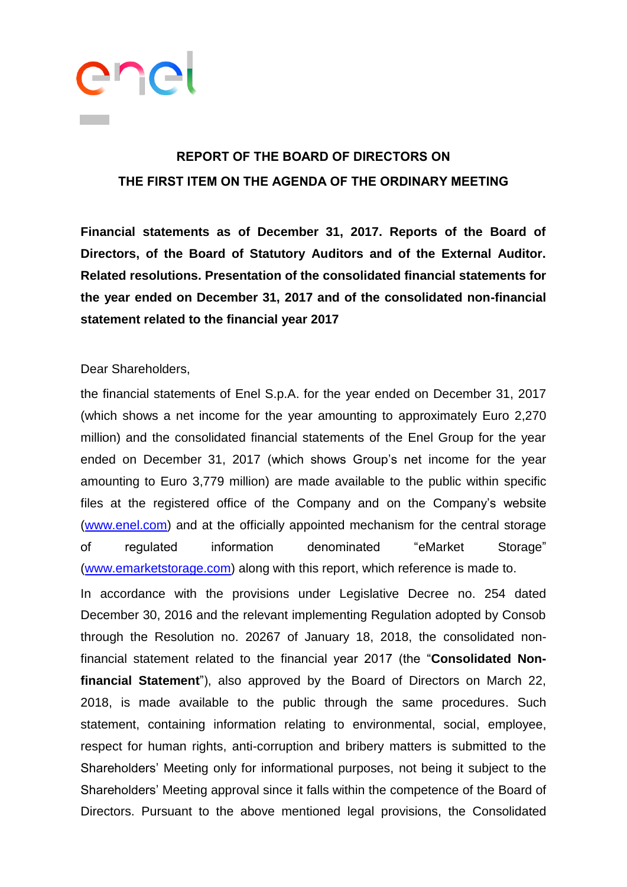## REPORT OF THE BOARD OF DIRECTORS ON THE FIRST ITEM ON THE AGENDA OF THE ORDINARY MEETING

**Financial statements as of December 31, 2017. Reports of the Board of Directors, of the Board of Statutory Auditors and of the External Auditor. Related resolutions. Presentation of the consolidated financial statements for the year ended on December 31, 2017 and of the consolidated non-financial statement related to the financial year 2017**

Dear Shareholders,

the financial statements of Enel S.p.A. for the year ended on December 31, 2017 (which shows a net income for the year amounting to approximately Euro 2,270 million) and the consolidated financial statements of the Enel Group for the year ended on December 31, 2017 (which shows Group's net income for the year amounting to Euro 3,779 million) are made available to the public within specific files at the registered office of the Company and on the Company's website (www.enel.com) and at the officially appointed mechanism for the central storage of regulated information denominated "eMarket Storage" (www.emarketstorage.com) along with this report, which reference is made to.

In accordance with the provisions under Legislative Decree no. 254 dated December 30, 2016 and the relevant implementing Regulation adopted by Consob through the Resolution no. 20267 of January 18, 2018, the consolidated non-financial statement related to the financial year 2017 (the "**Consolidated Non-financial Statement**"), also approved by the Board of Directors on March 22, 2018, is made available to the public through the same procedures. Such statement, containing information relating to environmental, social, employee, respect for human rights, anti-corruption and bribery matters is submitted to the Shareholders' Meeting only for informational purposes, not being it subject to the Shareholders' Meeting approval since it falls within the competence of the Board of Directors. Pursuant to the above mentioned legal provisions, the Consolidated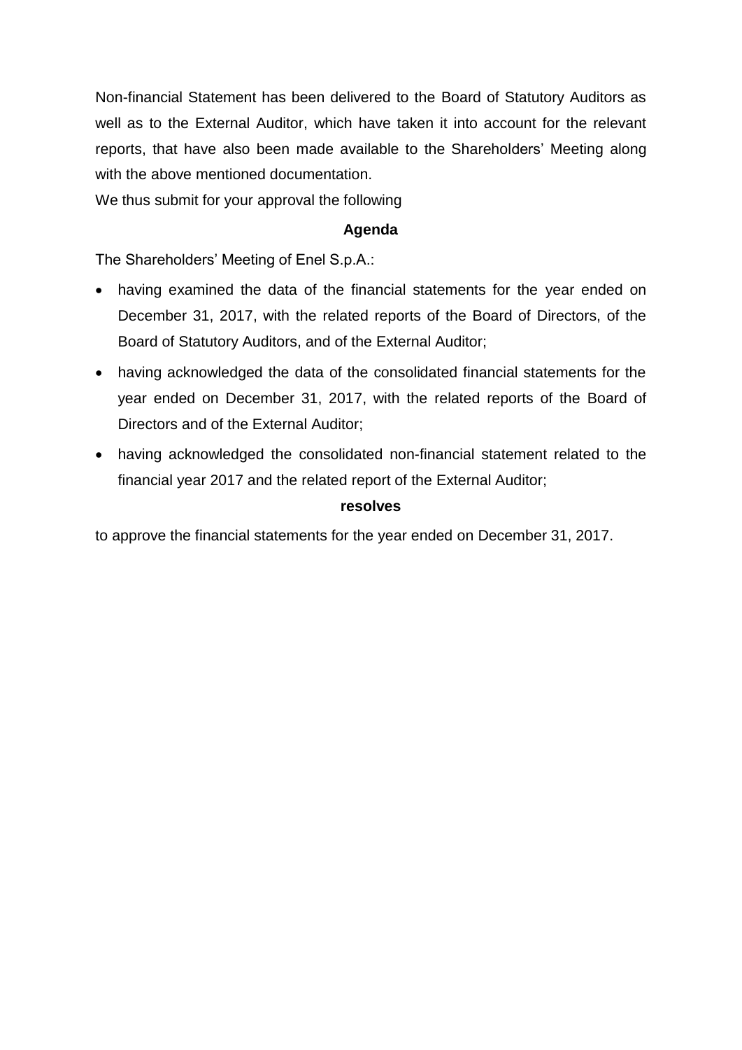Non-financial Statement has been delivered to the Board of Statutory Auditors as well as to the External Auditor, which have taken it into account for the relevant reports, that have also been made available to the Shareholders' Meeting along with the above mentioned documentation.

We thus submit for your approval the following

**Agenda**

The Shareholders' Meeting of Enel S.p.A.:

- having examined the data of the financial statements for the year ended on December 31, 2017, with the related reports of the Board of Directors, of the Board of Statutory Auditors, and of the External Auditor;
- having acknowledged the data of the consolidated financial statements for the year ended on December 31, 2017, with the related reports of the Board of Directors and of the External Auditor;
- having acknowledged the consolidated non-financial statement related to the financial year 2017 and the related report of the External Auditor;

**resolves**

to approve the financial statements for the year ended on December 31, 2017.